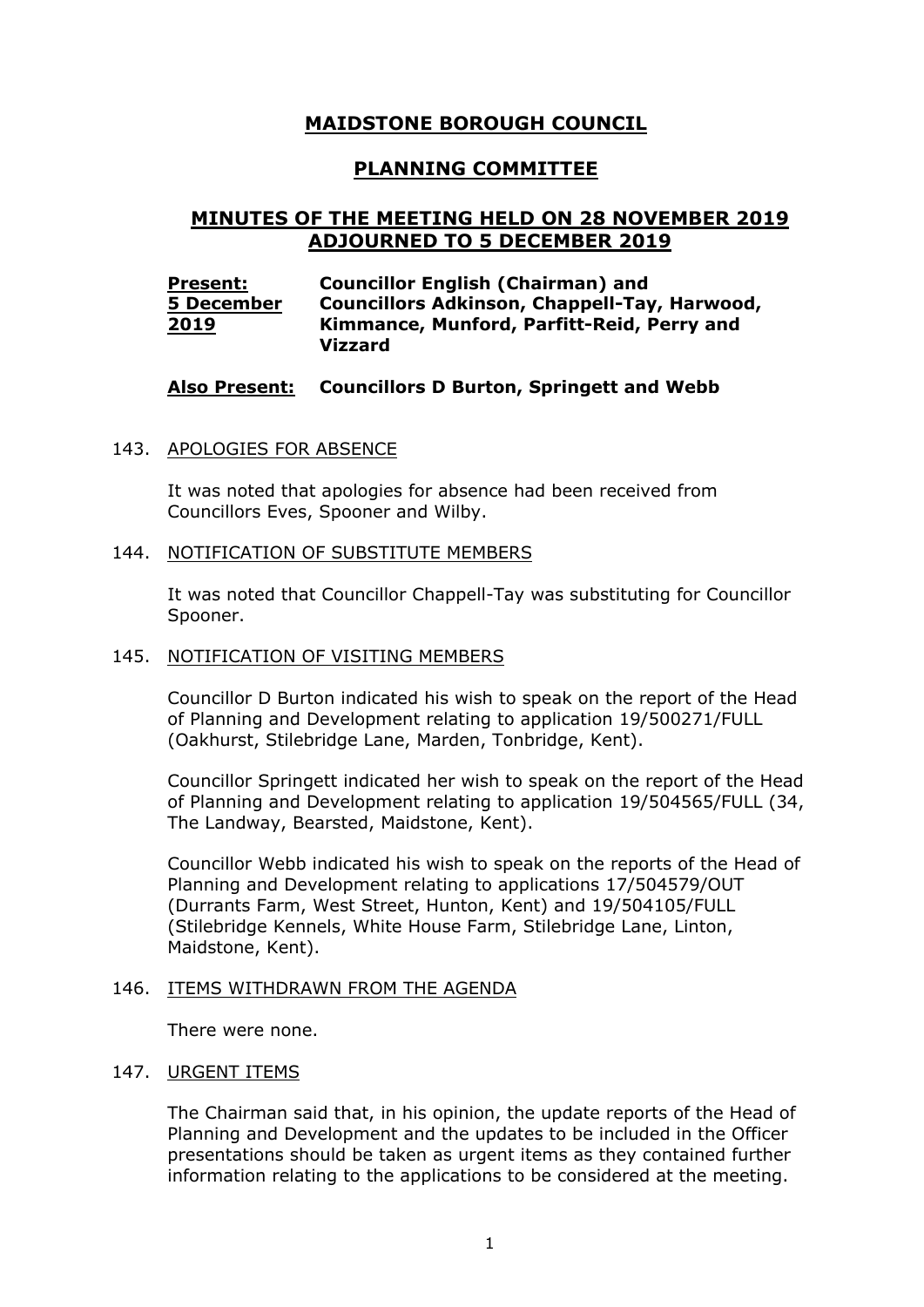# MAIDSTONE BOROUGH COUNCIL

## PLANNING COMMITTEE

## MINUTES OF THE MEETING HELD ON 28 NOVEMBER 2019 ADJOURNED TO 5 DECEMBER 2019

**Present: 5 December 2019** **Councillor English (Chairman) and Councillors Adkinson, Chappell-Tay, Harwood, Kimmance, Munford, Parfitt-Reid, Perry and Vizzard**

**Also Present:** **Councillors D Burton, Springett and Webb**

143. APOLOGIES FOR ABSENCE

It was noted that apologies for absence had been received from Councillors Eves, Spooner and Wilby.

144. NOTIFICATION OF SUBSTITUTE MEMBERS

It was noted that Councillor Chappell-Tay was substituting for Councillor Spooner.

145. NOTIFICATION OF VISITING MEMBERS

Councillor D Burton indicated his wish to speak on the report of the Head of Planning and Development relating to application 19/500271/FULL (Oakhurst, Stilebridge Lane, Marden, Tonbridge, Kent).

Councillor Springett indicated her wish to speak on the report of the Head of Planning and Development relating to application 19/504565/FULL (34, The Landway, Bearsted, Maidstone, Kent).

Councillor Webb indicated his wish to speak on the reports of the Head of Planning and Development relating to applications 17/504579/OUT (Durrants Farm, West Street, Hunton, Kent) and 19/504105/FULL (Stilebridge Kennels, White House Farm, Stilebridge Lane, Linton, Maidstone, Kent).

146. ITEMS WITHDRAWN FROM THE AGENDA

There were none.

147. URGENT ITEMS

The Chairman said that, in his opinion, the update reports of the Head of Planning and Development and the updates to be included in the Officer presentations should be taken as urgent items as they contained further information relating to the applications to be considered at the meeting.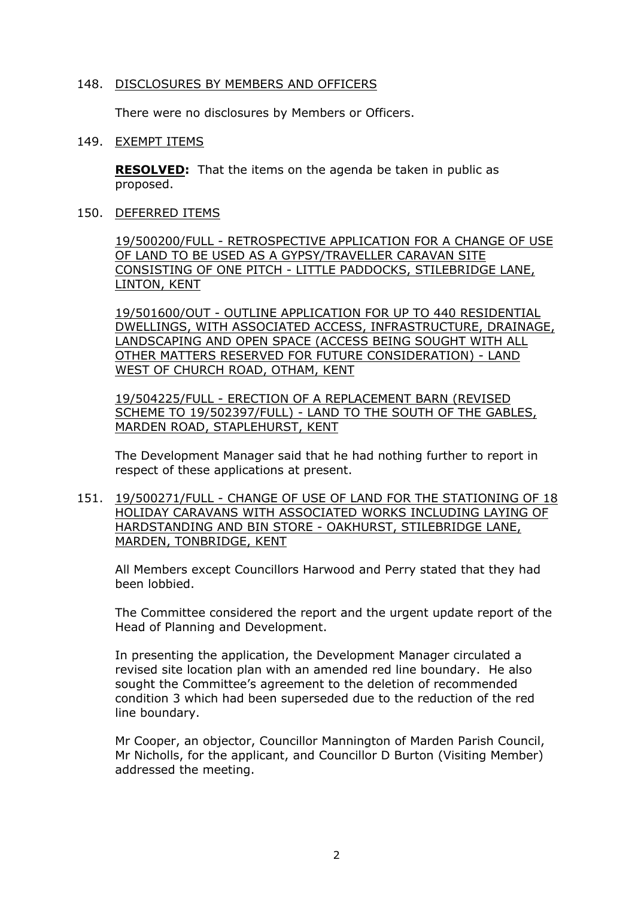148. <u>DISCLOSURES BY MEMBERS AND OFFICERS</u>

There were no disclosures by Members or Officers.

149. <u>EXEMPT ITEMS</u>

**<u>RESOLVED</u>:** That the items on the agenda be taken in public as proposed.

150. <u>DEFERRED ITEMS</u>

<u>19/500200/FULL - RETROSPECTIVE APPLICATION FOR A CHANGE OF USE OF LAND TO BE USED AS A GYPSY/TRAVELLER CARAVAN SITE CONSISTING OF ONE PITCH - LITTLE PADDOCKS, STILEBRIDGE LANE, LINTON, KENT</u>

<u>19/501600/OUT - OUTLINE APPLICATION FOR UP TO 440 RESIDENTIAL DWELLINGS, WITH ASSOCIATED ACCESS, INFRASTRUCTURE, DRAINAGE, LANDSCAPING AND OPEN SPACE (ACCESS BEING SOUGHT WITH ALL OTHER MATTERS RESERVED FOR FUTURE CONSIDERATION) - LAND WEST OF CHURCH ROAD, OTHAM, KENT</u>

<u>19/504225/FULL - ERECTION OF A REPLACEMENT BARN (REVISED SCHEME TO 19/502397/FULL) - LAND TO THE SOUTH OF THE GABLES, MARDEN ROAD, STAPLEHURST, KENT</u>

The Development Manager said that he had nothing further to report in respect of these applications at present.

151. <u>19/500271/FULL - CHANGE OF USE OF LAND FOR THE STATIONING OF 18 HOLIDAY CARAVANS WITH ASSOCIATED WORKS INCLUDING LAYING OF HARDSTANDING AND BIN STORE - OAKHURST, STILEBRIDGE LANE, MARDEN, TONBRIDGE, KENT</u>

All Members except Councillors Harwood and Perry stated that they had been lobbied.

The Committee considered the report and the urgent update report of the Head of Planning and Development.

In presenting the application, the Development Manager circulated a revised site location plan with an amended red line boundary. He also sought the Committee's agreement to the deletion of recommended condition 3 which had been superseded due to the reduction of the red line boundary.

Mr Cooper, an objector, Councillor Mannington of Marden Parish Council, Mr Nicholls, for the applicant, and Councillor D Burton (Visiting Member) addressed the meeting.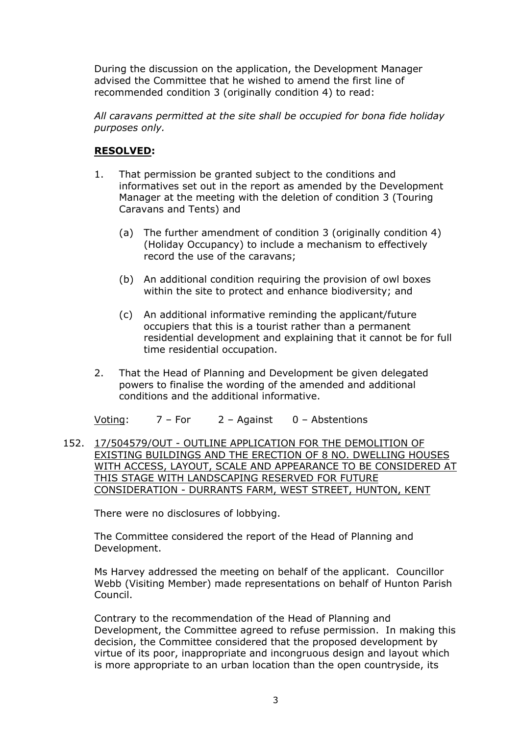During the discussion on the application, the Development Manager advised the Committee that he wished to amend the first line of recommended condition 3 (originally condition 4) to read:

*All caravans permitted at the site shall be occupied for bona fide holiday purposes only.*

**RESOLVED:**

1. That permission be granted subject to the conditions and informatives set out in the report as amended by the Development Manager at the meeting with the deletion of condition 3 (Touring Caravans and Tents) and

    (a) The further amendment of condition 3 (originally condition 4) (Holiday Occupancy) to include a mechanism to effectively record the use of the caravans;

    (b) An additional condition requiring the provision of owl boxes within the site to protect and enhance biodiversity; and

    (c) An additional informative reminding the applicant/future occupiers that this is a tourist rather than a permanent residential development and explaining that it cannot be for full time residential occupation.

2. That the Head of Planning and Development be given delegated powers to finalise the wording of the amended and additional conditions and the additional informative.

Voting: 7 – For 2 – Against 0 – Abstentions

152. 17/504579/OUT - OUTLINE APPLICATION FOR THE DEMOLITION OF EXISTING BUILDINGS AND THE ERECTION OF 8 NO. DWELLING HOUSES WITH ACCESS, LAYOUT, SCALE AND APPEARANCE TO BE CONSIDERED AT THIS STAGE WITH LANDSCAPING RESERVED FOR FUTURE CONSIDERATION - DURRANTS FARM, WEST STREET, HUNTON, KENT

There were no disclosures of lobbying.

The Committee considered the report of the Head of Planning and Development.

Ms Harvey addressed the meeting on behalf of the applicant. Councillor Webb (Visiting Member) made representations on behalf of Hunton Parish Council.

Contrary to the recommendation of the Head of Planning and Development, the Committee agreed to refuse permission. In making this decision, the Committee considered that the proposed development by virtue of its poor, inappropriate and incongruous design and layout which is more appropriate to an urban location than the open countryside, its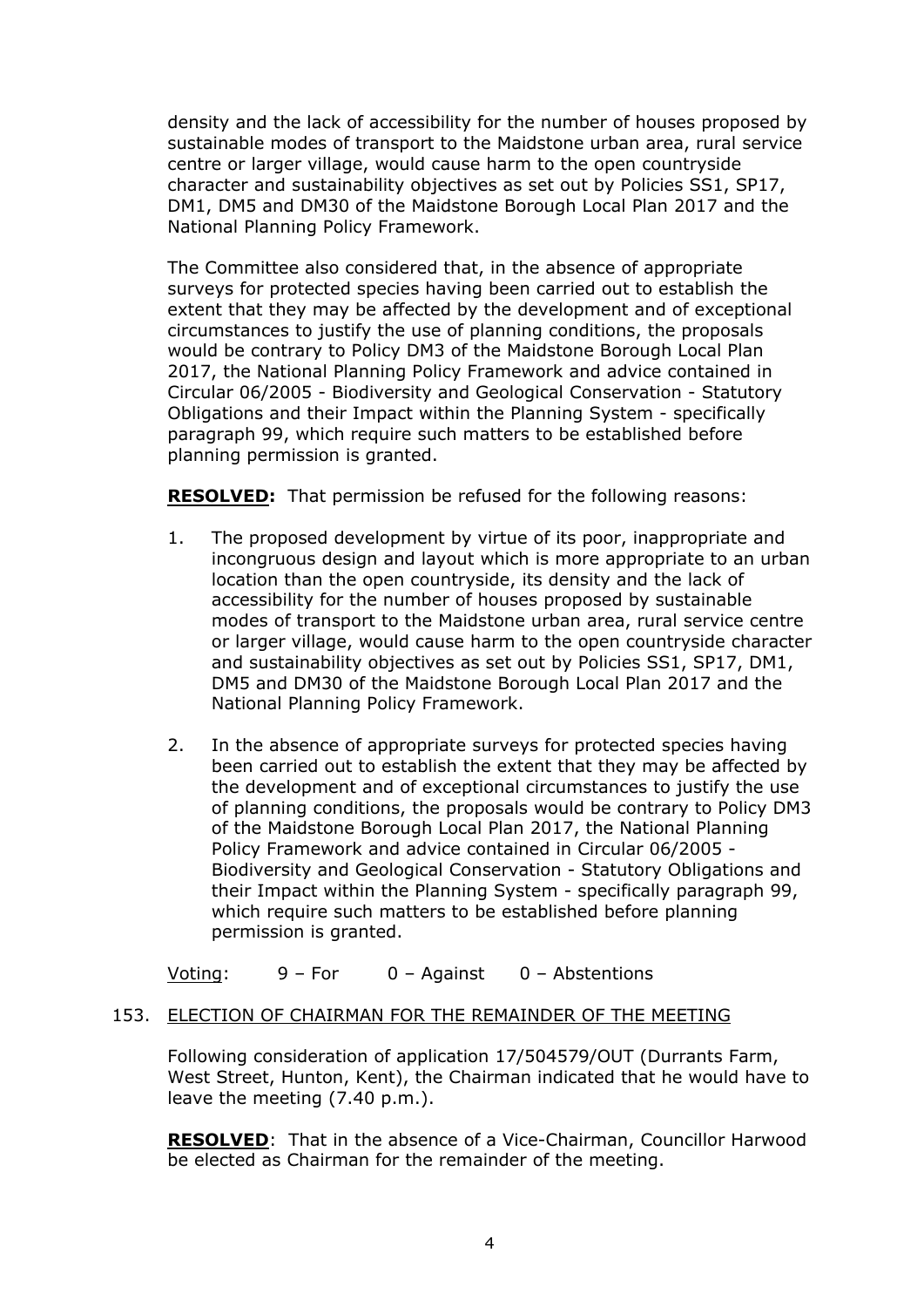density and the lack of accessibility for the number of houses proposed by sustainable modes of transport to the Maidstone urban area, rural service centre or larger village, would cause harm to the open countryside character and sustainability objectives as set out by Policies SS1, SP17, DM1, DM5 and DM30 of the Maidstone Borough Local Plan 2017 and the National Planning Policy Framework.

The Committee also considered that, in the absence of appropriate surveys for protected species having been carried out to establish the extent that they may be affected by the development and of exceptional circumstances to justify the use of planning conditions, the proposals would be contrary to Policy DM3 of the Maidstone Borough Local Plan 2017, the National Planning Policy Framework and advice contained in Circular 06/2005 - Biodiversity and Geological Conservation - Statutory Obligations and their Impact within the Planning System - specifically paragraph 99, which require such matters to be established before planning permission is granted.

**RESOLVED:** That permission be refused for the following reasons:

1. The proposed development by virtue of its poor, inappropriate and incongruous design and layout which is more appropriate to an urban location than the open countryside, its density and the lack of accessibility for the number of houses proposed by sustainable modes of transport to the Maidstone urban area, rural service centre or larger village, would cause harm to the open countryside character and sustainability objectives as set out by Policies SS1, SP17, DM1, DM5 and DM30 of the Maidstone Borough Local Plan 2017 and the National Planning Policy Framework.

2. In the absence of appropriate surveys for protected species having been carried out to establish the extent that they may be affected by the development and of exceptional circumstances to justify the use of planning conditions, the proposals would be contrary to Policy DM3 of the Maidstone Borough Local Plan 2017, the National Planning Policy Framework and advice contained in Circular 06/2005 - Biodiversity and Geological Conservation - Statutory Obligations and their Impact within the Planning System - specifically paragraph 99, which require such matters to be established before planning permission is granted.

Voting: 9 – For 0 – Against 0 – Abstentions

153. ELECTION OF CHAIRMAN FOR THE REMAINDER OF THE MEETING

Following consideration of application 17/504579/OUT (Durrants Farm, West Street, Hunton, Kent), the Chairman indicated that he would have to leave the meeting (7.40 p.m.).

**RESOLVED**: That in the absence of a Vice-Chairman, Councillor Harwood be elected as Chairman for the remainder of the meeting.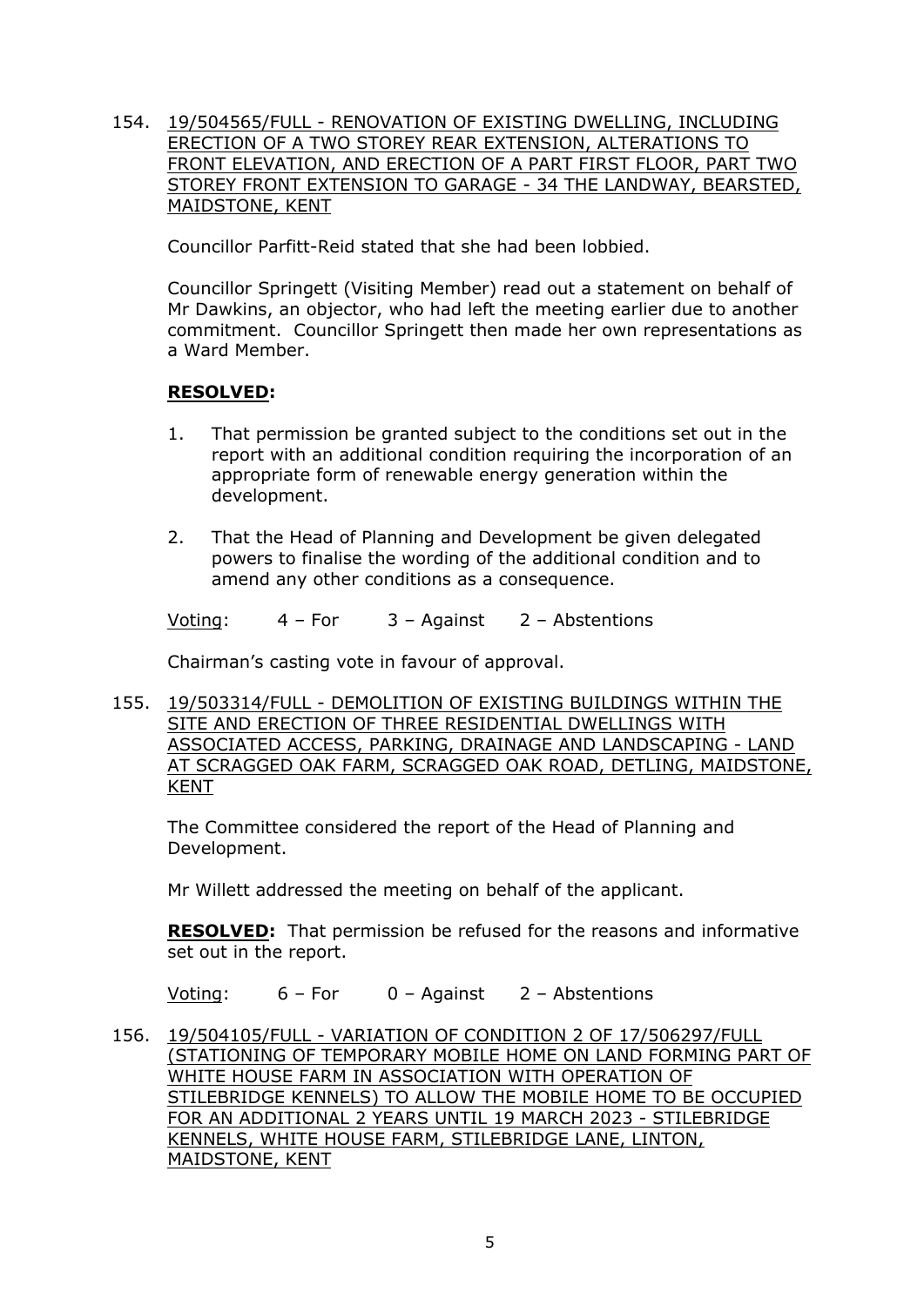154. 19/504565/FULL - RENOVATION OF EXISTING DWELLING, INCLUDING ERECTION OF A TWO STOREY REAR EXTENSION, ALTERATIONS TO FRONT ELEVATION, AND ERECTION OF A PART FIRST FLOOR, PART TWO STOREY FRONT EXTENSION TO GARAGE - 34 THE LANDWAY, BEARSTED, MAIDSTONE, KENT

Councillor Parfitt-Reid stated that she had been lobbied.

Councillor Springett (Visiting Member) read out a statement on behalf of Mr Dawkins, an objector, who had left the meeting earlier due to another commitment. Councillor Springett then made her own representations as a Ward Member.

**RESOLVED:**

1. That permission be granted subject to the conditions set out in the report with an additional condition requiring the incorporation of an appropriate form of renewable energy generation within the development.

2. That the Head of Planning and Development be given delegated powers to finalise the wording of the additional condition and to amend any other conditions as a consequence.

Voting: 4 – For 3 – Against 2 – Abstentions

Chairman's casting vote in favour of approval.

155. 19/503314/FULL - DEMOLITION OF EXISTING BUILDINGS WITHIN THE SITE AND ERECTION OF THREE RESIDENTIAL DWELLINGS WITH ASSOCIATED ACCESS, PARKING, DRAINAGE AND LANDSCAPING - LAND AT SCRAGGED OAK FARM, SCRAGGED OAK ROAD, DETLING, MAIDSTONE, KENT

The Committee considered the report of the Head of Planning and Development.

Mr Willett addressed the meeting on behalf of the applicant.

**RESOLVED:** That permission be refused for the reasons and informative set out in the report.

Voting: 6 – For 0 – Against 2 – Abstentions

156. 19/504105/FULL - VARIATION OF CONDITION 2 OF 17/506297/FULL (STATIONING OF TEMPORARY MOBILE HOME ON LAND FORMING PART OF WHITE HOUSE FARM IN ASSOCIATION WITH OPERATION OF STILEBRIDGE KENNELS) TO ALLOW THE MOBILE HOME TO BE OCCUPIED FOR AN ADDITIONAL 2 YEARS UNTIL 19 MARCH 2023 - STILEBRIDGE KENNELS, WHITE HOUSE FARM, STILEBRIDGE LANE, LINTON, MAIDSTONE, KENT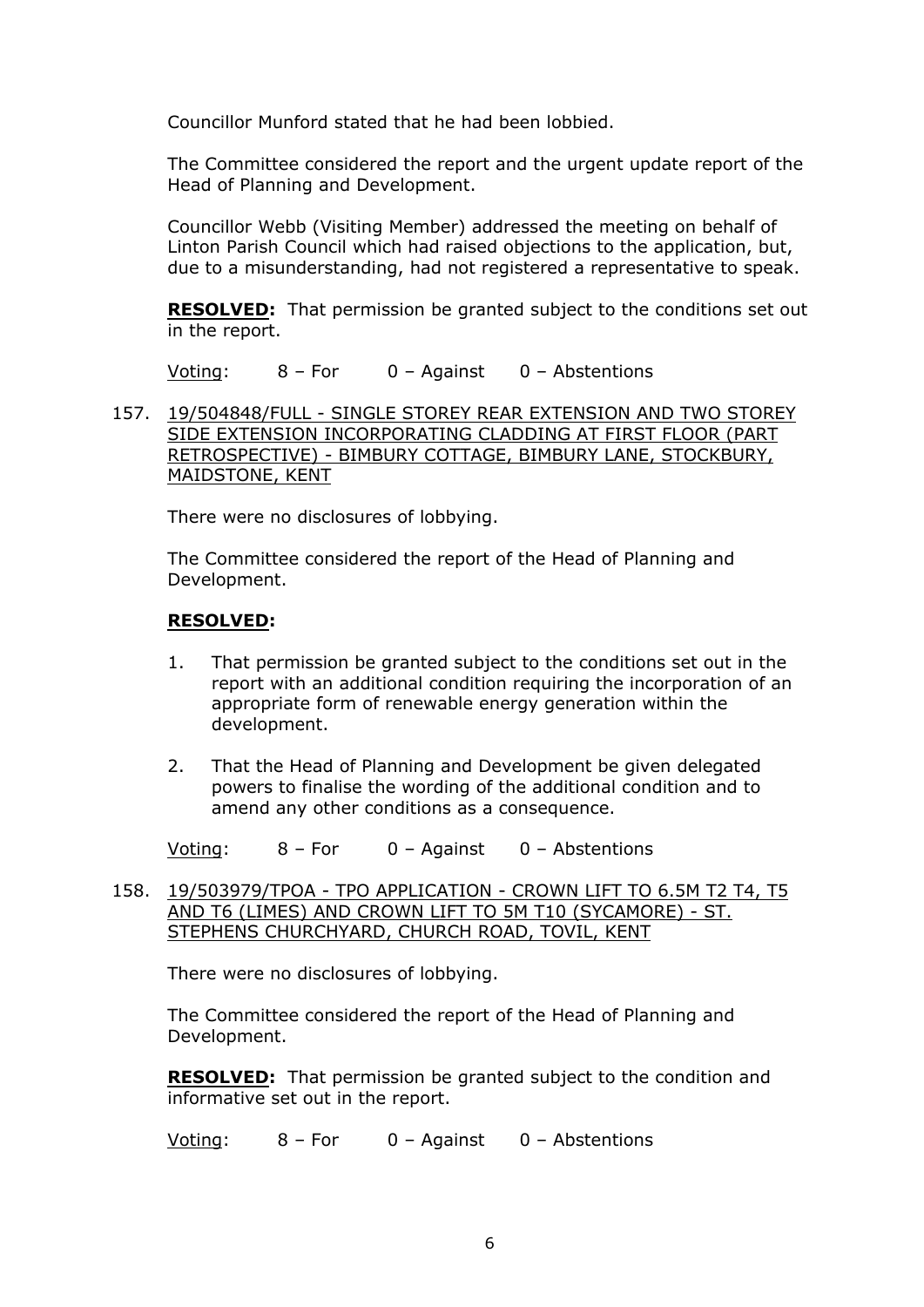Councillor Munford stated that he had been lobbied.

The Committee considered the report and the urgent update report of the Head of Planning and Development.

Councillor Webb (Visiting Member) addressed the meeting on behalf of Linton Parish Council which had raised objections to the application, but, due to a misunderstanding, had not registered a representative to speak.

**RESOLVED:** That permission be granted subject to the conditions set out in the report.

Voting: 8 – For 0 – Against 0 – Abstentions

157. 19/504848/FULL - SINGLE STOREY REAR EXTENSION AND TWO STOREY SIDE EXTENSION INCORPORATING CLADDING AT FIRST FLOOR (PART RETROSPECTIVE) - BIMBURY COTTAGE, BIMBURY LANE, STOCKBURY, MAIDSTONE, KENT

There were no disclosures of lobbying.

The Committee considered the report of the Head of Planning and Development.

**RESOLVED:**

1. That permission be granted subject to the conditions set out in the report with an additional condition requiring the incorporation of an appropriate form of renewable energy generation within the development.

2. That the Head of Planning and Development be given delegated powers to finalise the wording of the additional condition and to amend any other conditions as a consequence.

Voting: 8 – For 0 – Against 0 – Abstentions

158. 19/503979/TPOA - TPO APPLICATION - CROWN LIFT TO 6.5M T2 T4, T5 AND T6 (LIMES) AND CROWN LIFT TO 5M T10 (SYCAMORE) - ST. STEPHENS CHURCHYARD, CHURCH ROAD, TOVIL, KENT

There were no disclosures of lobbying.

The Committee considered the report of the Head of Planning and Development.

**RESOLVED:** That permission be granted subject to the condition and informative set out in the report.

Voting: 8 – For 0 – Against 0 – Abstentions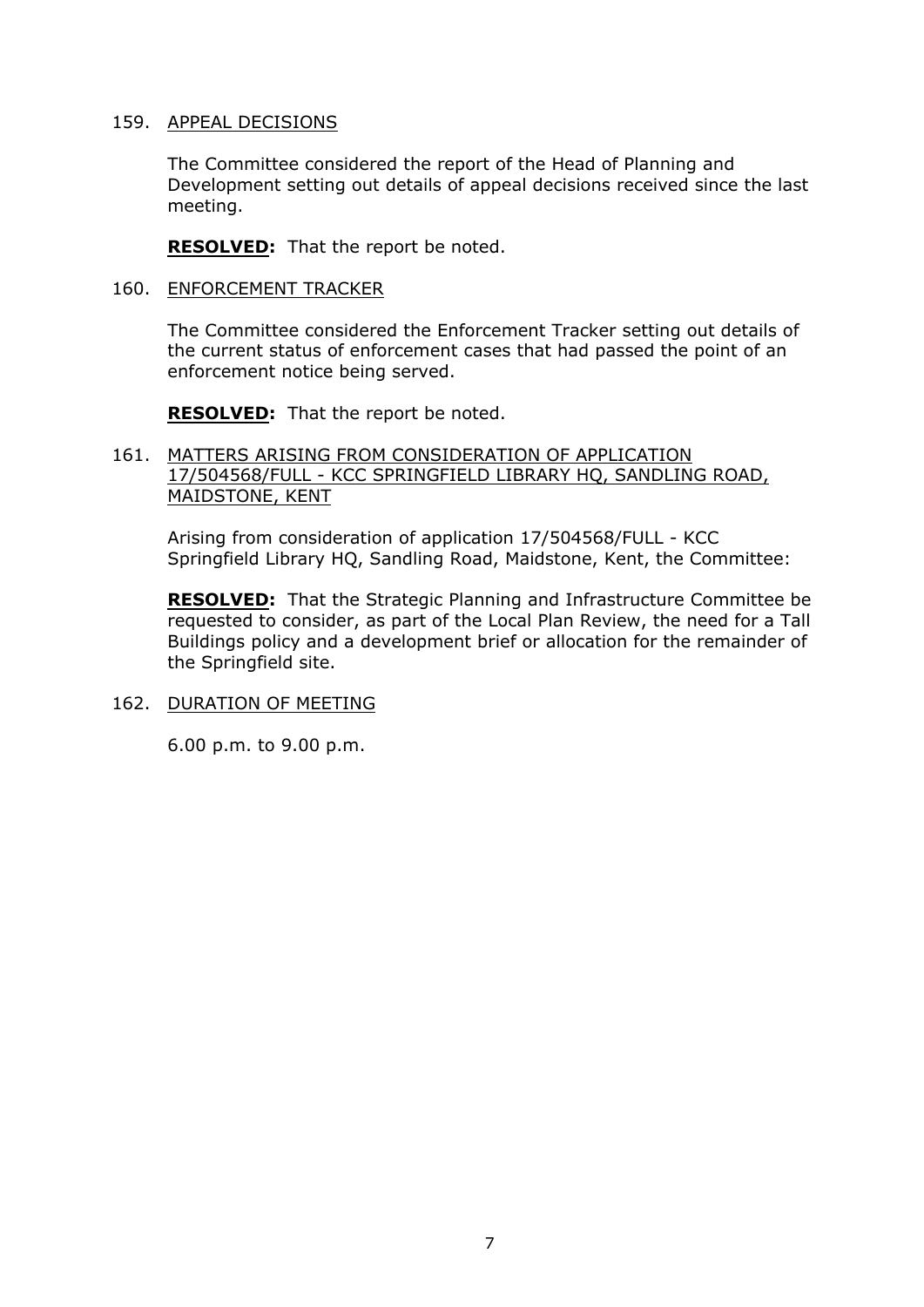159. APPEAL DECISIONS

The Committee considered the report of the Head of Planning and Development setting out details of appeal decisions received since the last meeting.

**RESOLVED:** That the report be noted.

160. ENFORCEMENT TRACKER

The Committee considered the Enforcement Tracker setting out details of the current status of enforcement cases that had passed the point of an enforcement notice being served.

**RESOLVED:** That the report be noted.

161. MATTERS ARISING FROM CONSIDERATION OF APPLICATION 17/504568/FULL - KCC SPRINGFIELD LIBRARY HQ, SANDLING ROAD, MAIDSTONE, KENT

Arising from consideration of application 17/504568/FULL - KCC Springfield Library HQ, Sandling Road, Maidstone, Kent, the Committee:

**RESOLVED:** That the Strategic Planning and Infrastructure Committee be requested to consider, as part of the Local Plan Review, the need for a Tall Buildings policy and a development brief or allocation for the remainder of the Springfield site.

162. DURATION OF MEETING

6.00 p.m. to 9.00 p.m.